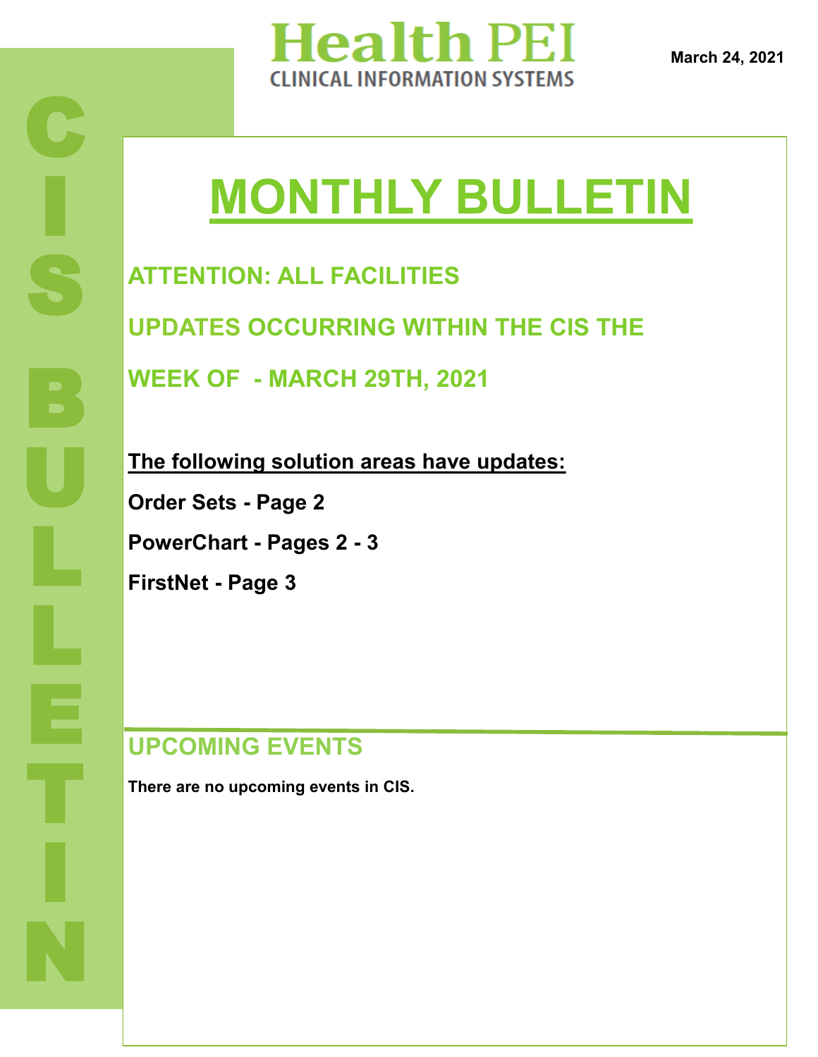# Health PEI

CLINICAL INFORMATION SYSTEMS

**March 24, 2021**

CIS BULLETIN

# MONTHLY BULLETIN

## ATTENTION: ALL FACILITIES

## UPDATES OCCURRING WITHIN THE CIS THE WEEK OF - MARCH 29TH, 2021

**The following solution areas have updates:**

**Order Sets - Page 2**

**PowerChart - Pages 2 - 3**

**FirstNet - Page 3**

## UPCOMING EVENTS

**There are no upcoming events in CIS.**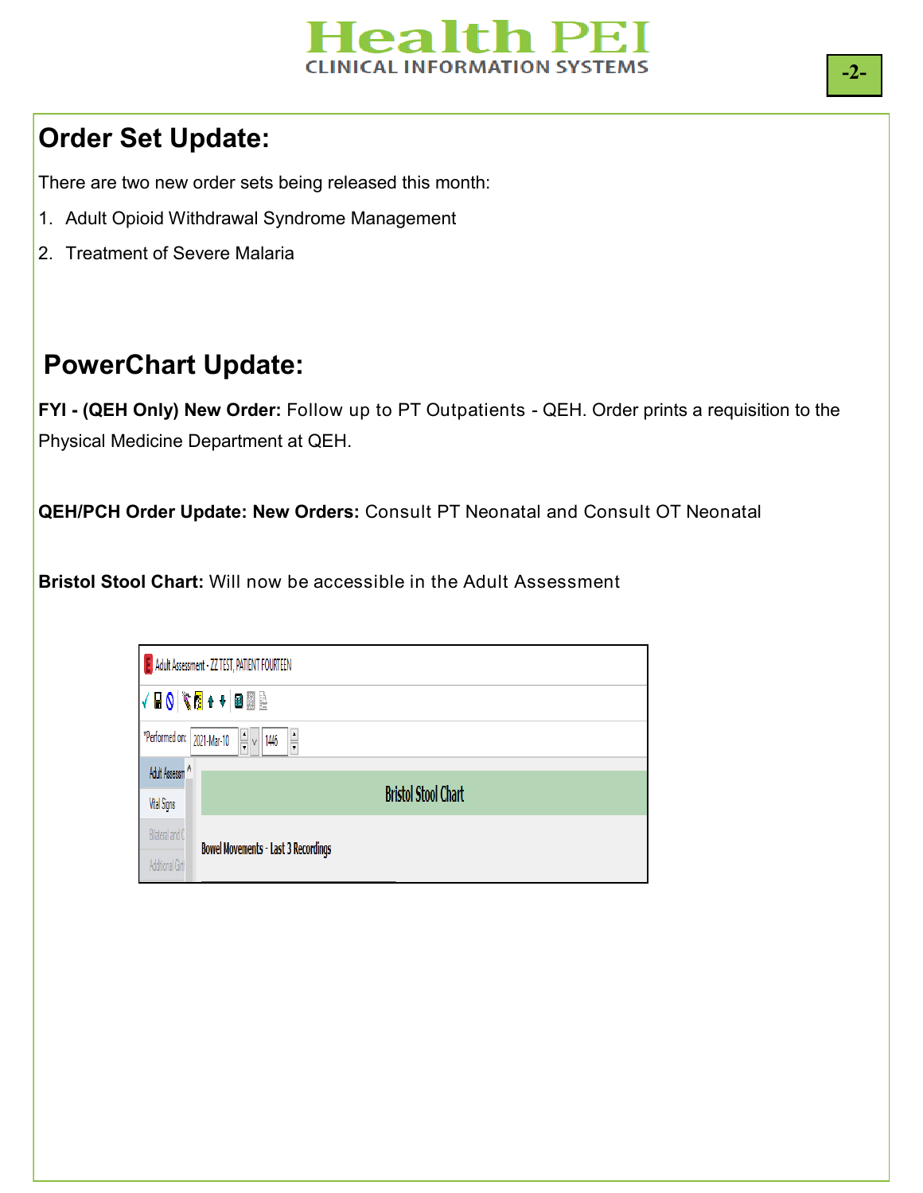## Order Set Update:

There are two new order sets being released this month:

1. Adult Opioid Withdrawal Syndrome Management
2. Treatment of Severe Malaria

## PowerChart Update:

**FYI - (QEH Only) New Order:** Follow up to PT Outpatients - QEH. Order prints a requisition to the Physical Medicine Department at QEH.

**QEH/PCH Order Update: New Orders:** Consult PT Neonatal and Consult OT Neonatal

**Bristol Stool Chart:** Will now be accessible in the Adult Assessment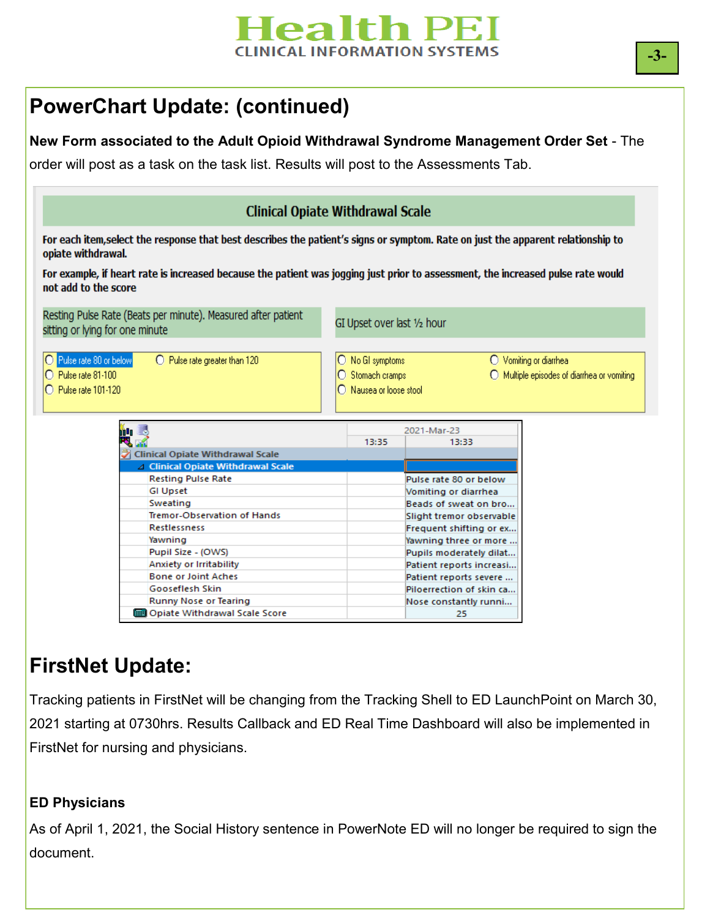## PowerChart Update: (continued)

**New Form associated to the Adult Opioid Withdrawal Syndrome Management Order Set** - The order will post as a task on the task list. Results will post to the Assessments Tab.

### Clinical Opiate Withdrawal Scale

**For each item,select the response that best describes the patient's signs or symptom. Rate on just the apparent relationship to opiate withdrawal.**

**For example, if heart rate is increased because the patient was jogging just prior to assessment, the increased pulse rate would not add to the score**

Resting Pulse Rate (Beats per minute). Measured after patient sitting or lying for one minute

- Pulse rate 80 or below
- Pulse rate 81-100
- Pulse rate 101-120
- Pulse rate greater than 120

GI Upset over last ½ hour

- No GI symptoms
- Stomach cramps
- Nausea or loose stool
- Vomiting or diarrhea
- Multiple episodes of diarrhea or vomiting

| | 2021-Mar-23 13:35 | 2021-Mar-23 13:33 |
|---|---|---|
| Clinical Opiate Withdrawal Scale | | |
| Clinical Opiate Withdrawal Scale | | |
| Resting Pulse Rate | | Pulse rate 80 or below |
| GI Upset | | Vomiting or diarrhea |
| Sweating | | Beads of sweat on bro... |
| Tremor-Observation of Hands | | Slight tremor observable |
| Restlessness | | Frequent shifting or ex... |
| Yawning | | Yawning three or more ... |
| Pupil Size - (OWS) | | Pupils moderately dilat... |
| Anxiety or Irritability | | Patient reports increasi... |
| Bone or Joint Aches | | Patient reports severe ... |
| Gooseflesh Skin | | Piloerrection of skin ca... |
| Runny Nose or Tearing | | Nose constantly runni... |
| Opiate Withdrawal Scale Score | | 25 |

## FirstNet Update:

Tracking patients in FirstNet will be changing from the Tracking Shell to ED LaunchPoint on March 30, 2021 starting at 0730hrs. Results Callback and ED Real Time Dashboard will also be implemented in FirstNet for nursing and physicians.

**ED Physicians**

As of April 1, 2021, the Social History sentence in PowerNote ED will no longer be required to sign the document.